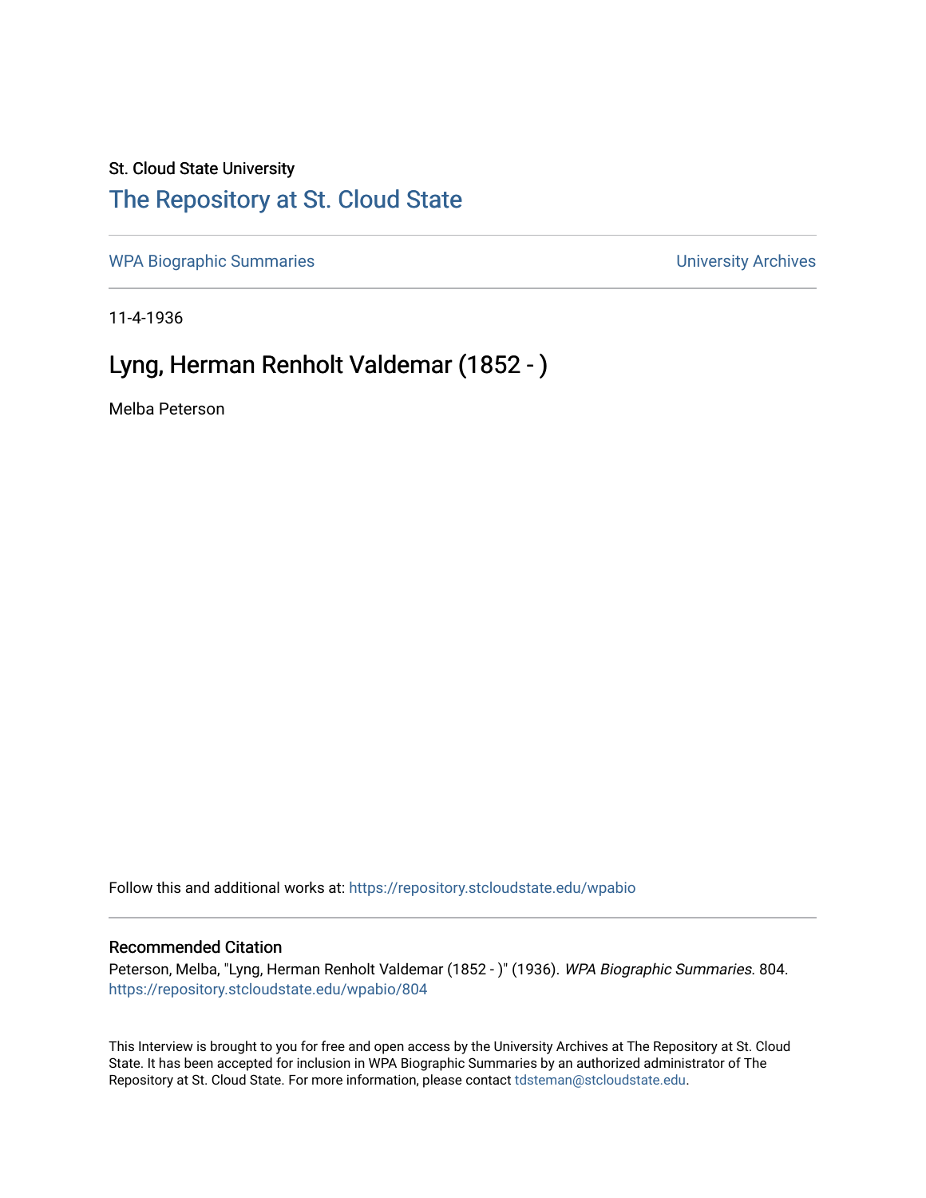St. Cloud State University

# The Repository at St. Cloud State

WPA Biographic Summaries

University Archives

11-4-1936

## Lyng, Herman Renholt Valdemar (1852 - )

Melba Peterson

Follow this and additional works at: https://repository.stcloudstate.edu/wpabio

### Recommended Citation

Peterson, Melba, "Lyng, Herman Renholt Valdemar (1852 - )" (1936). *WPA Biographic Summaries*. 804. https://repository.stcloudstate.edu/wpabio/804

This Interview is brought to you for free and open access by the University Archives at The Repository at St. Cloud State. It has been accepted for inclusion in WPA Biographic Summaries by an authorized administrator of The Repository at St. Cloud State. For more information, please contact tdsteman@stcloudstate.edu.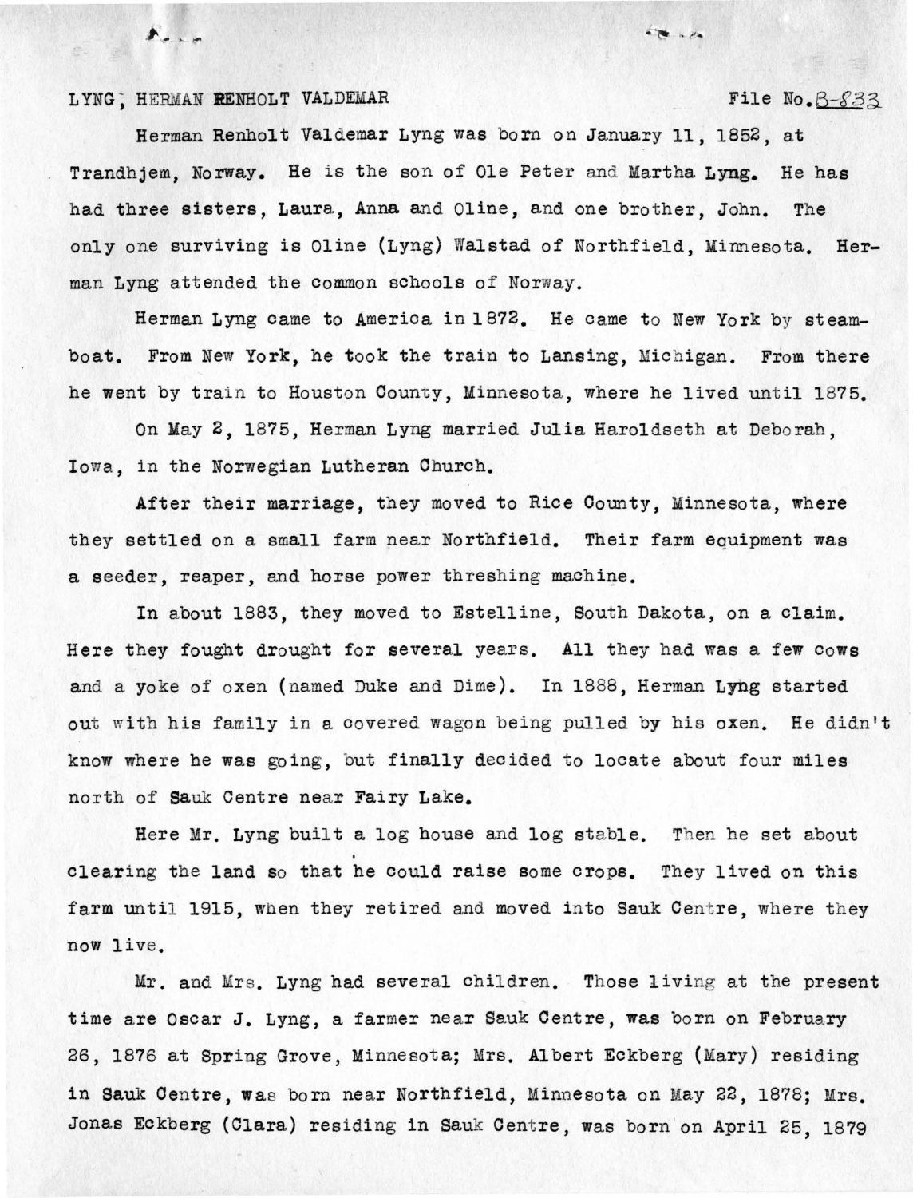LYNG, HERMAN RENHOLT VALDEMAR File No. B-833

Herman Renholt Valdemar Lyng was born on January 11, 1852, at Trandhjem, Norway. He is the son of Ole Peter and Martha Lyng. He has had three sisters, Laura, Anna and Oline, and one brother, John. The only one surviving is Oline (Lyng) Walstad of Northfield, Minnesota. Herman Lyng attended the common schools of Norway.

Herman Lyng came to America in 1872. He came to New York by steamboat. From New York, he took the train to Lansing, Michigan. From there he went by train to Houston County, Minnesota, where he lived until 1875.

On May 2, 1875, Herman Lyng married Julia Haroldseth at Deborah, Iowa, in the Norwegian Lutheran Church.

After their marriage, they moved to Rice County, Minnesota, where they settled on a small farm near Northfield. Their farm equipment was a seeder, reaper, and horse power threshing machine.

In about 1883, they moved to Estelline, South Dakota, on a claim. Here they fought drought for several years. All they had was a few cows and a yoke of oxen (named Duke and Dime). In 1888, Herman Lyng started out with his family in a covered wagon being pulled by his oxen. He didn't know where he was going, but finally decided to locate about four miles north of Sauk Centre near Fairy Lake.

Here Mr. Lyng built a log house and log stable. Then he set about clearing the land so that he could raise some crops. They lived on this farm until 1915, when they retired and moved into Sauk Centre, where they now live.

Mr. and Mrs. Lyng had several children. Those living at the present time are Oscar J. Lyng, a farmer near Sauk Centre, was born on February 26, 1876 at Spring Grove, Minnesota; Mrs. Albert Eckberg (Mary) residing in Sauk Centre, was born near Northfield, Minnesota on May 22, 1878; Mrs. Jonas Eckberg (Clara) residing in Sauk Centre, was born on April 25, 1879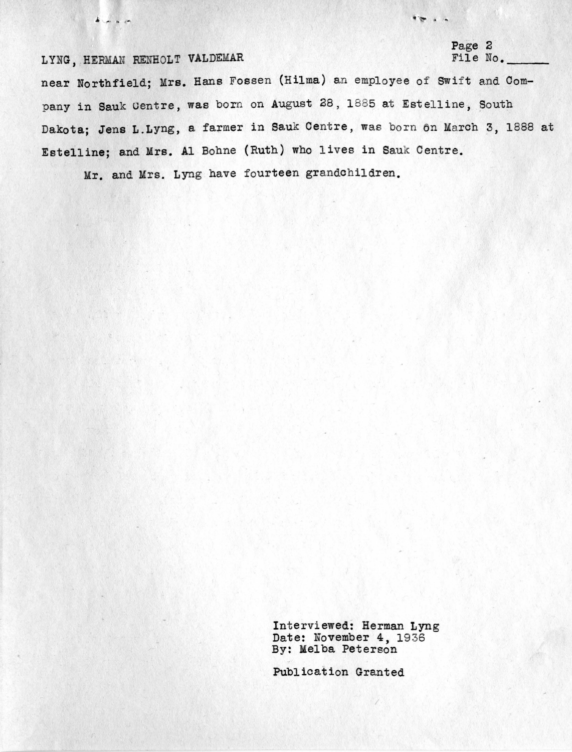near Northfield; Mrs. Hans Fossen (Hilma) an employee of Swift and Company in Sauk Centre, was born on August 28, 1885 at Estelline, South Dakota; Jens L.Lyng, a farmer in Sauk Centre, was born on March 3, 1888 at Estelline; and Mrs. Al Bohne (Ruth) who lives in Sauk Centre.

Mr. and Mrs. Lyng have fourteen grandchildren.

Interviewed: Herman Lyng
Date: November 4, 1936
By: Melba Peterson

Publication Granted